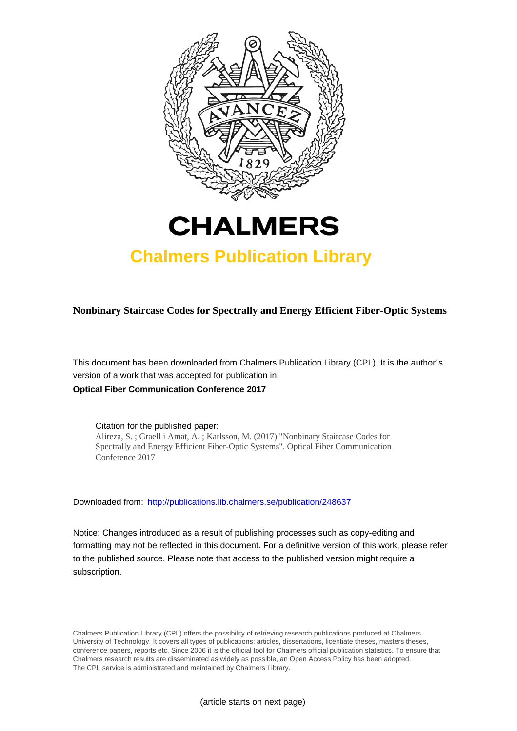# CHALMERS

## Chalmers Publication Library

**Nonbinary Staircase Codes for Spectrally and Energy Efficient Fiber-Optic Systems**

This document has been downloaded from Chalmers Publication Library (CPL). It is the author´s version of a work that was accepted for publication in:

**Optical Fiber Communication Conference 2017**

Citation for the published paper:
Alireza, S. ; Graell i Amat, A. ; Karlsson, M. (2017) "Nonbinary Staircase Codes for Spectrally and Energy Efficient Fiber-Optic Systems". Optical Fiber Communication Conference 2017

Downloaded from: http://publications.lib.chalmers.se/publication/248637

Notice: Changes introduced as a result of publishing processes such as copy-editing and formatting may not be reflected in this document. For a definitive version of this work, please refer to the published source. Please note that access to the published version might require a subscription.

Chalmers Publication Library (CPL) offers the possibility of retrieving research publications produced at Chalmers University of Technology. It covers all types of publications: articles, dissertations, licentiate theses, masters theses, conference papers, reports etc. Since 2006 it is the official tool for Chalmers official publication statistics. To ensure that Chalmers research results are disseminated as widely as possible, an Open Access Policy has been adopted. The CPL service is administrated and maintained by Chalmers Library.

(article starts on next page)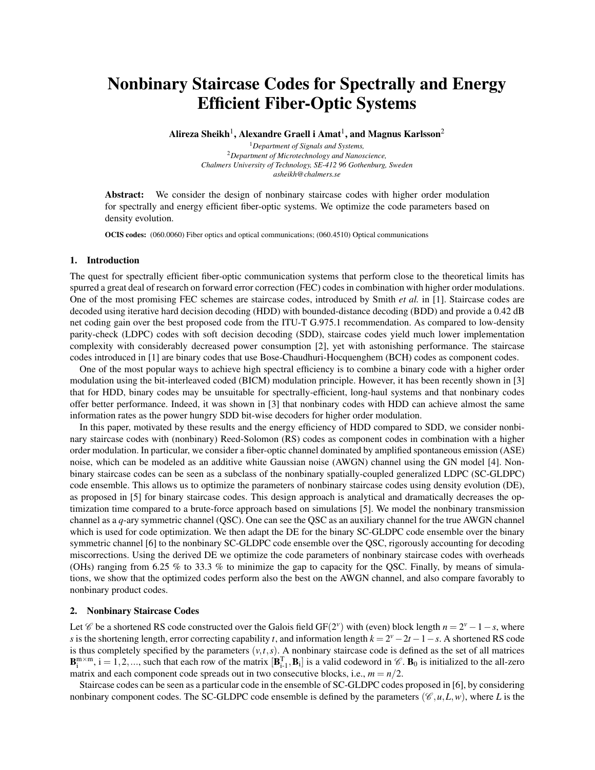# Nonbinary Staircase Codes for Spectrally and Energy Efficient Fiber-Optic Systems

**Alireza Sheikh**[1], **Alexandre Graell i Amat**[1], **and Magnus Karlsson**[2]

[1]*Department of Signals and Systems,*
[2]*Department of Microtechnology and Nanoscience,*
*Chalmers University of Technology, SE-412 96 Gothenburg, Sweden*
*asheikh@chalmers.se*

**Abstract:** We consider the design of nonbinary staircase codes with higher order modulation for spectrally and energy efficient fiber-optic systems. We optimize the code parameters based on density evolution.

**OCIS codes:** (060.0060) Fiber optics and optical communications; (060.4510) Optical communications

## 1. Introduction

The quest for spectrally efficient fiber-optic communication systems that perform close to the theoretical limits has spurred a great deal of research on forward error correction (FEC) codes in combination with higher order modulations. One of the most promising FEC schemes are staircase codes, introduced by Smith *et al.* in [1]. Staircase codes are decoded using iterative hard decision decoding (HDD) with bounded-distance decoding (BDD) and provide a 0.42 dB net coding gain over the best proposed code from the ITU-T G.975.1 recommendation. As compared to low-density parity-check (LDPC) codes with soft decision decoding (SDD), staircase codes yield much lower implementation complexity with considerably decreased power consumption [2], yet with astonishing performance. The staircase codes introduced in [1] are binary codes that use Bose-Chaudhuri-Hocquenghem (BCH) codes as component codes.

One of the most popular ways to achieve high spectral efficiency is to combine a binary code with a higher order modulation using the bit-interleaved coded (BICM) modulation principle. However, it has been recently shown in [3] that for HDD, binary codes may be unsuitable for spectrally-efficient, long-haul systems and that nonbinary codes offer better performance. Indeed, it was shown in [3] that nonbinary codes with HDD can achieve almost the same information rates as the power hungry SDD bit-wise decoders for higher order modulation.

In this paper, motivated by these results and the energy efficiency of HDD compared to SDD, we consider nonbinary staircase codes with (nonbinary) Reed-Solomon (RS) codes as component codes in combination with a higher order modulation. In particular, we consider a fiber-optic channel dominated by amplified spontaneous emission (ASE) noise, which can be modeled as an additive white Gaussian noise (AWGN) channel using the GN model [4]. Nonbinary staircase codes can be seen as a subclass of the nonbinary spatially-coupled generalized LDPC (SC-GLDPC) code ensemble. This allows us to optimize the parameters of nonbinary staircase codes using density evolution (DE), as proposed in [5] for binary staircase codes. This design approach is analytical and dramatically decreases the optimization time compared to a brute-force approach based on simulations [5]. We model the nonbinary transmission channel as a $q$-ary symmetric channel (QSC). One can see the QSC as an auxiliary channel for the true AWGN channel which is used for code optimization. We then adapt the DE for the binary SC-GLDPC code ensemble over the binary symmetric channel [6] to the nonbinary SC-GLDPC code ensemble over the QSC, rigorously accounting for decoding miscorrections. Using the derived DE we optimize the code parameters of nonbinary staircase codes with overheads (OHs) ranging from 6.25 % to 33.3 % to minimize the gap to capacity for the QSC. Finally, by means of simulations, we show that the optimized codes perform also the best on the AWGN channel, and also compare favorably to nonbinary product codes.

## 2. Nonbinary Staircase Codes

Let $\mathscr{C}$ be a shortened RS code constructed over the Galois field GF($2^v$) with (even) block length $n = 2^v - 1 - s$, where $s$ is the shortening length, error correcting capability $t$, and information length $k = 2^v - 2t - 1 - s$. A shortened RS code is thus completely specified by the parameters $(v,t,s)$. A nonbinary staircase code is defined as the set of all matrices $\mathbf{B}_{\mathrm{i}}^{\mathrm{m}\times\mathrm{m}}$, $\mathrm{i} = 1,2,...$, such that each row of the matrix $[\mathbf{B}_{\mathrm{i-1}}^{\mathrm{T}}, \mathbf{B}_{\mathrm{i}}]$ is a valid codeword in $\mathscr{C}$. $\mathbf{B}_0$ is initialized to the all-zero matrix and each component code spreads out in two consecutive blocks, i.e., $m = n/2$.

Staircase codes can be seen as a particular code in the ensemble of SC-GLDPC codes proposed in [6], by considering nonbinary component codes. The SC-GLDPC code ensemble is defined by the parameters $(\mathscr{C}, u, L, w)$, where $L$ is the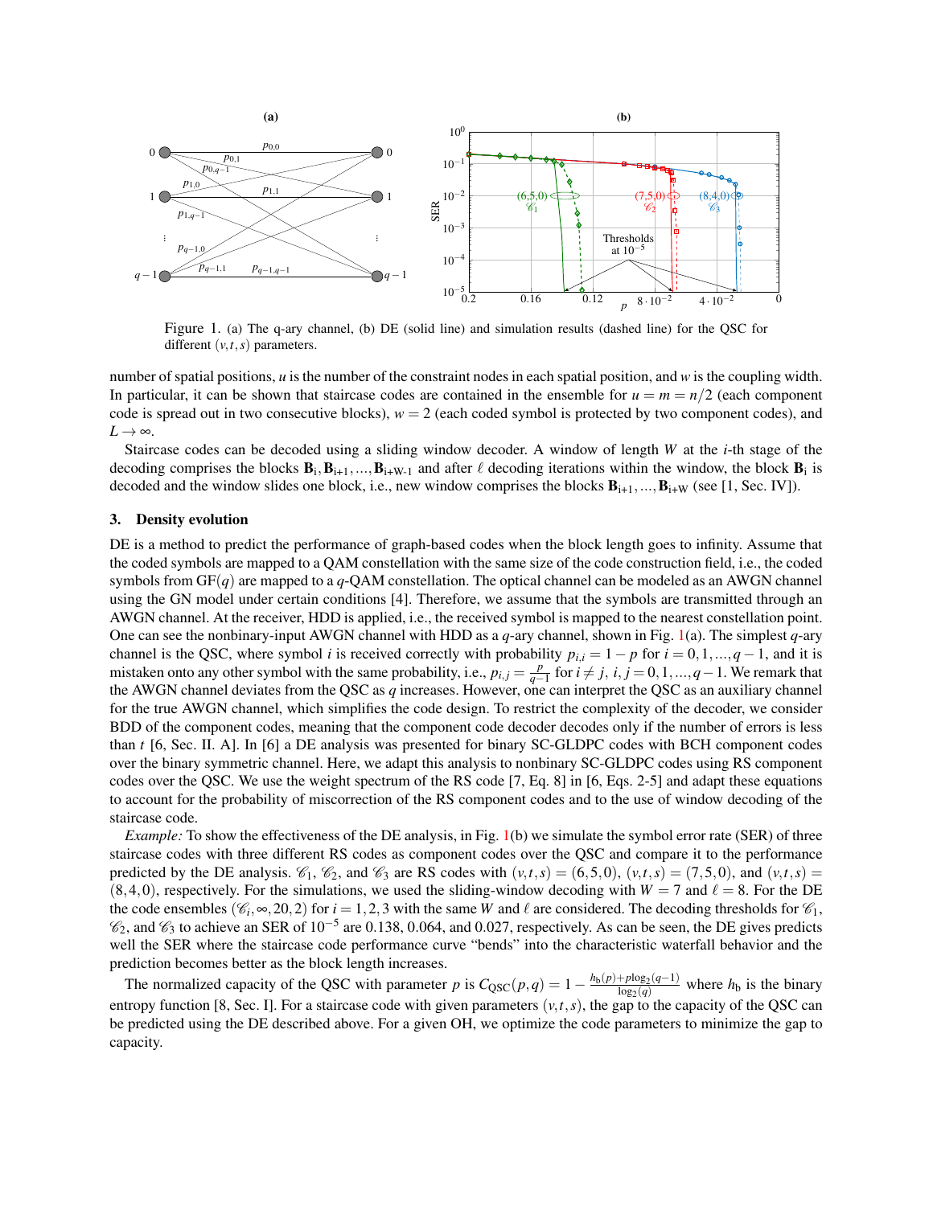Figure 1. (a) The q-ary channel, (b) DE (solid line) and simulation results (dashed line) for the QSC for different $(v,t,s)$ parameters.

number of spatial positions, $u$ is the number of the constraint nodes in each spatial position, and $w$ is the coupling width. In particular, it can be shown that staircase codes are contained in the ensemble for $u = m = n/2$ (each component code is spread out in two consecutive blocks), $w = 2$ (each coded symbol is protected by two component codes), and $L \to \infty$.

Staircase codes can be decoded using a sliding window decoder. A window of length $W$ at the $i$-th stage of the decoding comprises the blocks $\mathbf{B}_i, \mathbf{B}_{i+1}, \ldots, \mathbf{B}_{i+W-1}$ and after $\ell$ decoding iterations within the window, the block $\mathbf{B}_i$ is decoded and the window slides one block, i.e., new window comprises the blocks $\mathbf{B}_{i+1}, \ldots, \mathbf{B}_{i+W}$ (see [1, Sec. IV]).

## 3. Density evolution

DE is a method to predict the performance of graph-based codes when the block length goes to infinity. Assume that the coded symbols are mapped to a QAM constellation with the same size of the code construction field, i.e., the coded symbols from GF($q$) are mapped to a $q$-QAM constellation. The optical channel can be modeled as an AWGN channel using the GN model under certain conditions [4]. Therefore, we assume that the symbols are transmitted through an AWGN channel. At the receiver, HDD is applied, i.e., the received symbol is mapped to the nearest constellation point. One can see the nonbinary-input AWGN channel with HDD as a $q$-ary channel, shown in Fig. 1(a). The simplest $q$-ary channel is the QSC, where symbol $i$ is received correctly with probability $p_{i,i} = 1 - p$ for $i = 0, 1, \ldots, q-1$, and it is mistaken onto any other symbol with the same probability, i.e., $p_{i,j} = \frac{p}{q-1}$ for $i \neq j$, $i, j = 0, 1, \ldots, q-1$. We remark that the AWGN channel deviates from the QSC as $q$ increases. However, one can interpret the QSC as an auxiliary channel for the true AWGN channel, which simplifies the code design. To restrict the complexity of the decoder, we consider BDD of the component codes, meaning that the component code decoder decodes only if the number of errors is less than $t$ [6, Sec. II. A]. In [6] a DE analysis was presented for binary SC-GLDPC codes with BCH component codes over the binary symmetric channel. Here, we adapt this analysis to nonbinary SC-GLDPC codes using RS component codes over the QSC. We use the weight spectrum of the RS code [7, Eq. 8] in [6, Eqs. 2-5] and adapt these equations to account for the probability of miscorrection of the RS component codes and to the use of window decoding of the staircase code.

*Example:* To show the effectiveness of the DE analysis, in Fig. 1(b) we simulate the symbol error rate (SER) of three staircase codes with three different RS codes as component codes over the QSC and compare it to the performance predicted by the DE analysis. $\mathscr{C}_1$, $\mathscr{C}_2$, and $\mathscr{C}_3$ are RS codes with $(v,t,s) = (6,5,0)$, $(v,t,s) = (7,5,0)$, and $(v,t,s) = (8,4,0)$, respectively. For the simulations, we used the sliding-window decoding with $W = 7$ and $\ell = 8$. For the DE the code ensembles $(\mathscr{C}_i, \infty, 20, 2)$ for $i = 1,2,3$ with the same $W$ and $\ell$ are considered. The decoding thresholds for $\mathscr{C}_1$, $\mathscr{C}_2$, and $\mathscr{C}_3$ to achieve an SER of $10^{-5}$ are 0.138, 0.064, and 0.027, respectively. As can be seen, the DE gives predicts well the SER where the staircase code performance curve "bends" into the characteristic waterfall behavior and the prediction becomes better as the block length increases.

The normalized capacity of the QSC with parameter $p$ is $C_{\text{QSC}}(p,q) = 1 - \frac{h_\text{b}(p) + p\log_2(q-1)}{\log_2(q)}$ where $h_\text{b}$ is the binary entropy function [8, Sec. I]. For a staircase code with given parameters $(v,t,s)$, the gap to the capacity of the QSC can be predicted using the DE described above. For a given OH, we optimize the code parameters to minimize the gap to capacity.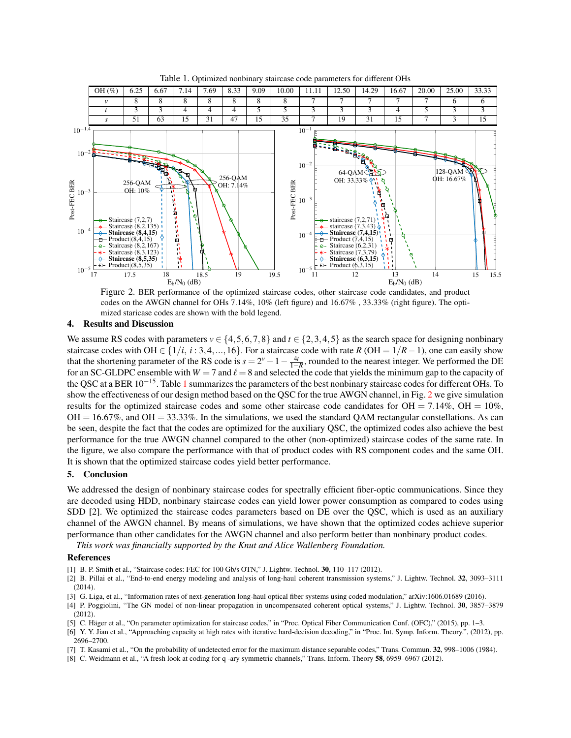Table 1. Optimized nonbinary staircase code parameters for different OHs

| OH (%) | 6.25 | 6.67 | 7.14 | 7.69 | 8.33 | 9.09 | 10.00 | 11.11 | 12.50 | 14.29 | 16.67 | 20.00 | 25.00 | 33.33 |
|---|---|---|---|---|---|---|---|---|---|---|---|---|---|---|
| $v$ | 8 | 8 | 8 | 8 | 8 | 8 | 8 | 7 | 7 | 7 | 7 | 7 | 6 | 6 |
| $t$ | 3 | 3 | 4 | 4 | 4 | 5 | 5 | 3 | 3 | 3 | 4 | 5 | 3 | 3 |
| $s$ | 51 | 63 | 15 | 31 | 47 | 15 | 35 | 7 | 19 | 31 | 15 | 7 | 3 | 15 |

Post-FEC BER

$10^{-1.4}$, $10^{-2}$, $10^{-3}$, $10^{-4}$, $10^{-5}$

256-QAM OH: 10%

256-QAM OH: 7.14%

Staircase (7,2,7)
Staircase (8,2,135)
**Staircase (8,4,15)**
Product (8,4,15)
Staircase (8,2,167)
Staircase (8,3,123)
**Staircase (8,5,35)**
Product (8,5,35)

17, 17.5, 18, 18.5, 19, 19.5

$E_b/N_0$ (dB)

Post-FEC BER

$10^{-1}$, $10^{-2}$, $10^{-3}$, $10^{-4}$, $10^{-5}$

64-QAM OH: 33.33%

128-QAM OH: 16.67%

staircase (7,2,71)
staircase (7,3,43)
**Staircase (7,4,15)**
Product (7,4,15)
Staircase (6,2,31)
Staircase (7,3,79)
**Staircase (6,3,15)**
Product (6,3,15)

11, 12, 13, 14, 15, 15.5

$E_b/N_0$ (dB)

Figure 2. BER performance of the optimized staircase codes, other staircase code candidates, and product codes on the AWGN channel for OHs 7.14%, 10% (left figure) and 16.67% , 33.33% (right figure). The optimized staricase codes are shown with the bold legend.

## 4. Results and Discussion

We assume RS codes with parameters $v \in \{4,5,6,7,8\}$ and $t \in \{2,3,4,5\}$ as the search space for designing nonbinary staircase codes with OH $\in \{1/i, \, i: 3,4,...,16\}$. For a staircase code with rate $R$ (OH $= 1/R - 1$), one can easily show that the shortening parameter of the RS code is $s = 2^v - 1 - \frac{4t}{1-R}$, rounded to the nearest integer. We performed the DE for an SC-GLDPC ensemble with $W = 7$ and $\ell = 8$ and selected the code that yields the minimum gap to the capacity of the QSC at a BER $10^{-15}$. Table 1 summarizes the parameters of the best nonbinary staircase codes for different OHs. To show the effectiveness of our design method based on the QSC for the true AWGN channel, in Fig. 2 we give simulation results for the optimized staircase codes and some other staircase code candidates for OH $= 7.14\%$, OH $= 10\%$, OH $= 16.67\%$, and OH $= 33.33\%$. In the simulations, we used the standard QAM rectangular constellations. As can be seen, despite the fact that the codes are optimized for the auxiliary QSC, the optimized codes also achieve the best performance for the true AWGN channel compared to the other (non-optimized) staircase codes of the same rate. In the figure, we also compare the performance with that of product codes with RS component codes and the same OH. It is shown that the optimized staircase codes yield better performance.

## 5. Conclusion

We addressed the design of nonbinary staircase codes for spectrally efficient fiber-optic communications. Since they are decoded using HDD, nonbinary staircase codes can yield lower power consumption as compared to codes using SDD [2]. We optimized the staircase codes parameters based on DE over the QSC, which is used as an auxiliary channel of the AWGN channel. By means of simulations, we have shown that the optimized codes achieve superior performance than other candidates for the AWGN channel and also perform better than nonbinary product codes.

*This work was financially supported by the Knut and Alice Wallenberg Foundation.*

## References

[1] B. P. Smith et al., "Staircase codes: FEC for 100 Gb/s OTN," J. Lightw. Technol. **30**, 110–117 (2012).

[2] B. Pillai et al., "End-to-end energy modeling and analysis of long-haul coherent transmission systems," J. Lightw. Technol. **32**, 3093–3111 (2014).

[3] G. Liga, et al., "Information rates of next-generation long-haul optical fiber systems using coded modulation," arXiv:1606.01689 (2016).

[4] P. Poggiolini, "The GN model of non-linear propagation in uncompensated coherent optical systems," J. Lightw. Technol. **30**, 3857–3879 (2012).

[5] C. Häger et al., "On parameter optimization for staircase codes," in "Proc. Optical Fiber Communication Conf. (OFC)," (2015), pp. 1–3.

[6] Y. Y. Jian et al., "Approaching capacity at high rates with iterative hard-decision decoding," in "Proc. Int. Symp. Inform. Theory.", (2012), pp. 2696–2700.

[7] T. Kasami et al., "On the probability of undetected error for the maximum distance separable codes," Trans. Commun. **32**, 998–1006 (1984).

[8] C. Weidmann et al., "A fresh look at coding for q -ary symmetric channels," Trans. Inform. Theory **58**, 6959–6967 (2012).